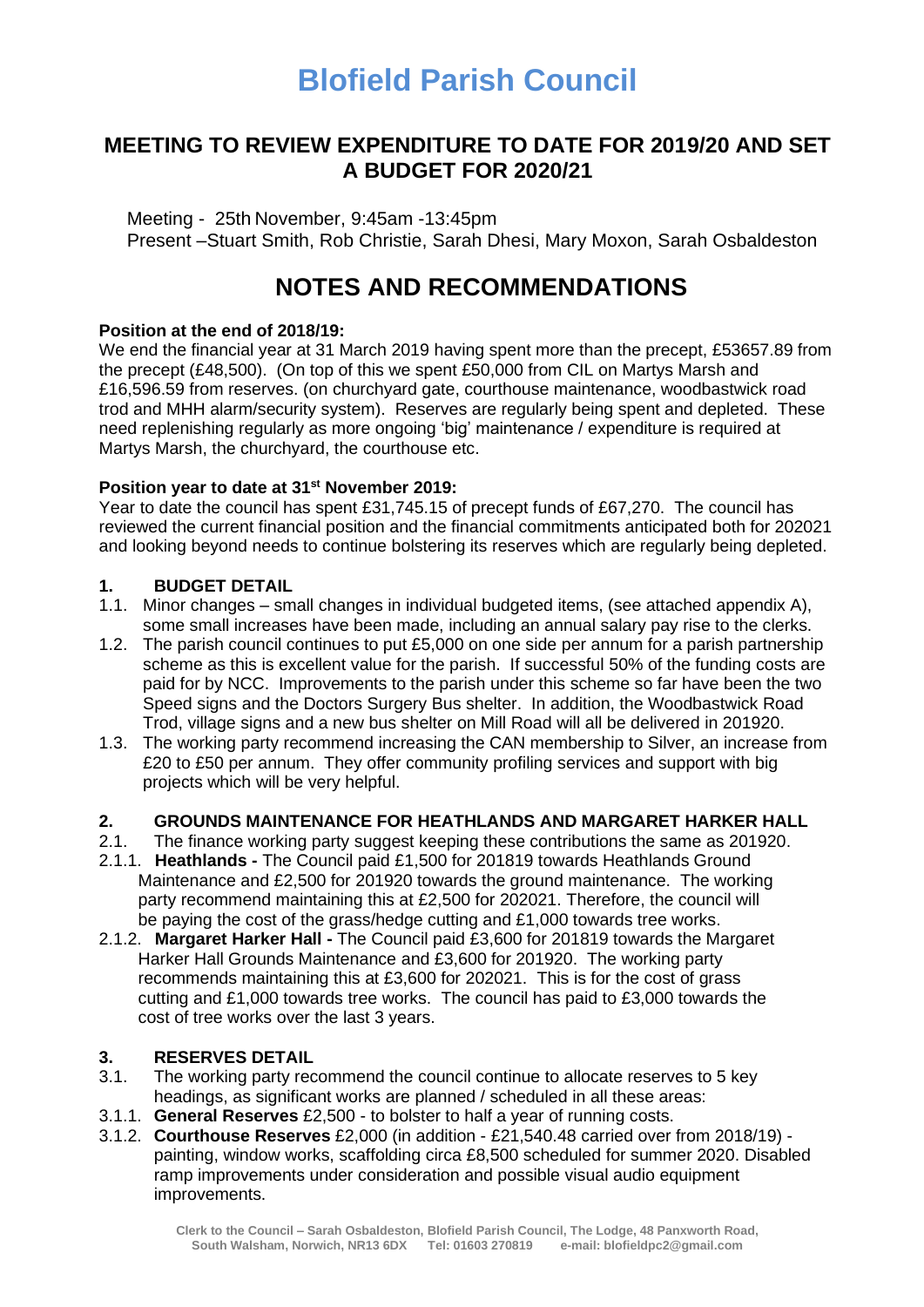# Blofield Parish Council

## MEETING TO REVIEW EXPENDITURE TO DATE FOR 2019/20 AND SET A BUDGET FOR 2020/21

Meeting - 25th November, 9:45am -13:45pm
Present –Stuart Smith, Rob Christie, Sarah Dhesi, Mary Moxon, Sarah Osbaldeston

# NOTES AND RECOMMENDATIONS

**Position at the end of 2018/19:**
We end the financial year at 31 March 2019 having spent more than the precept, £53657.89 from the precept (£48,500). (On top of this we spent £50,000 from CIL on Martys Marsh and £16,596.59 from reserves. (on churchyard gate, courthouse maintenance, woodbastwick road trod and MHH alarm/security system). Reserves are regularly being spent and depleted. These need replenishing regularly as more ongoing 'big' maintenance / expenditure is required at Martys Marsh, the churchyard, the courthouse etc.

**Position year to date at 31st November 2019:**
Year to date the council has spent £31,745.15 of precept funds of £67,270. The council has reviewed the current financial position and the financial commitments anticipated both for 202021 and looking beyond needs to continue bolstering its reserves which are regularly being depleted.

### 1. BUDGET DETAIL

1.1. Minor changes – small changes in individual budgeted items, (see attached appendix A), some small increases have been made, including an annual salary pay rise to the clerks.

1.2. The parish council continues to put £5,000 on one side per annum for a parish partnership scheme as this is excellent value for the parish. If successful 50% of the funding costs are paid for by NCC. Improvements to the parish under this scheme so far have been the two Speed signs and the Doctors Surgery Bus shelter. In addition, the Woodbastwick Road Trod, village signs and a new bus shelter on Mill Road will all be delivered in 201920.

1.3. The working party recommend increasing the CAN membership to Silver, an increase from £20 to £50 per annum. They offer community profiling services and support with big projects which will be very helpful.

### 2. GROUNDS MAINTENANCE FOR HEATHLANDS AND MARGARET HARKER HALL

2.1. The finance working party suggest keeping these contributions the same as 201920.

2.1.1. **Heathlands -** The Council paid £1,500 for 201819 towards Heathlands Ground Maintenance and £2,500 for 201920 towards the ground maintenance. The working party recommend maintaining this at £2,500 for 202021. Therefore, the council will be paying the cost of the grass/hedge cutting and £1,000 towards tree works.

2.1.2. **Margaret Harker Hall -** The Council paid £3,600 for 201819 towards the Margaret Harker Hall Grounds Maintenance and £3,600 for 201920. The working party recommends maintaining this at £3,600 for 202021. This is for the cost of grass cutting and £1,000 towards tree works. The council has paid to £3,000 towards the cost of tree works over the last 3 years.

### 3. RESERVES DETAIL

3.1. The working party recommend the council continue to allocate reserves to 5 key headings, as significant works are planned / scheduled in all these areas:

3.1.1. **General Reserves** £2,500 - to bolster to half a year of running costs.

3.1.2. **Courthouse Reserves** £2,000 (in addition - £21,540.48 carried over from 2018/19) - painting, window works, scaffolding circa £8,500 scheduled for summer 2020. Disabled ramp improvements under consideration and possible visual audio equipment improvements.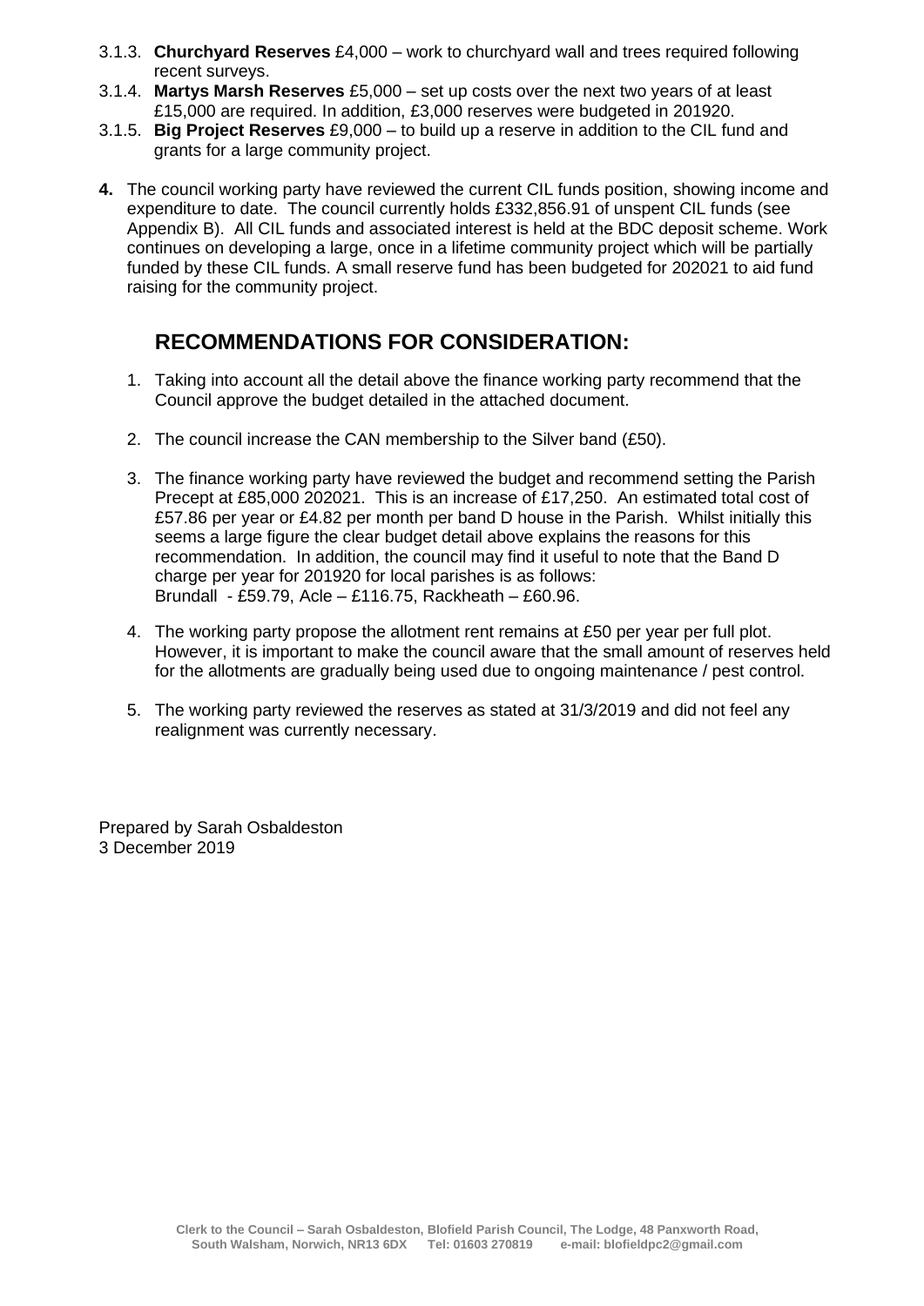3.1.3. **Churchyard Reserves** £4,000 – work to churchyard wall and trees required following recent surveys.

3.1.4. **Martys Marsh Reserves** £5,000 – set up costs over the next two years of at least £15,000 are required. In addition, £3,000 reserves were budgeted in 201920.

3.1.5. **Big Project Reserves** £9,000 – to build up a reserve in addition to the CIL fund and grants for a large community project.

**4.** The council working party have reviewed the current CIL funds position, showing income and expenditure to date. The council currently holds £332,856.91 of unspent CIL funds (see Appendix B). All CIL funds and associated interest is held at the BDC deposit scheme. Work continues on developing a large, once in a lifetime community project which will be partially funded by these CIL funds. A small reserve fund has been budgeted for 202021 to aid fund raising for the community project.

## RECOMMENDATIONS FOR CONSIDERATION:

1. Taking into account all the detail above the finance working party recommend that the Council approve the budget detailed in the attached document.

2. The council increase the CAN membership to the Silver band (£50).

3. The finance working party have reviewed the budget and recommend setting the Parish Precept at £85,000 202021. This is an increase of £17,250. An estimated total cost of £57.86 per year or £4.82 per month per band D house in the Parish. Whilst initially this seems a large figure the clear budget detail above explains the reasons for this recommendation. In addition, the council may find it useful to note that the Band D charge per year for 201920 for local parishes is as follows:
   Brundall - £59.79, Acle – £116.75, Rackheath – £60.96.

4. The working party propose the allotment rent remains at £50 per year per full plot. However, it is important to make the council aware that the small amount of reserves held for the allotments are gradually being used due to ongoing maintenance / pest control.

5. The working party reviewed the reserves as stated at 31/3/2019 and did not feel any realignment was currently necessary.

Prepared by Sarah Osbaldeston
3 December 2019